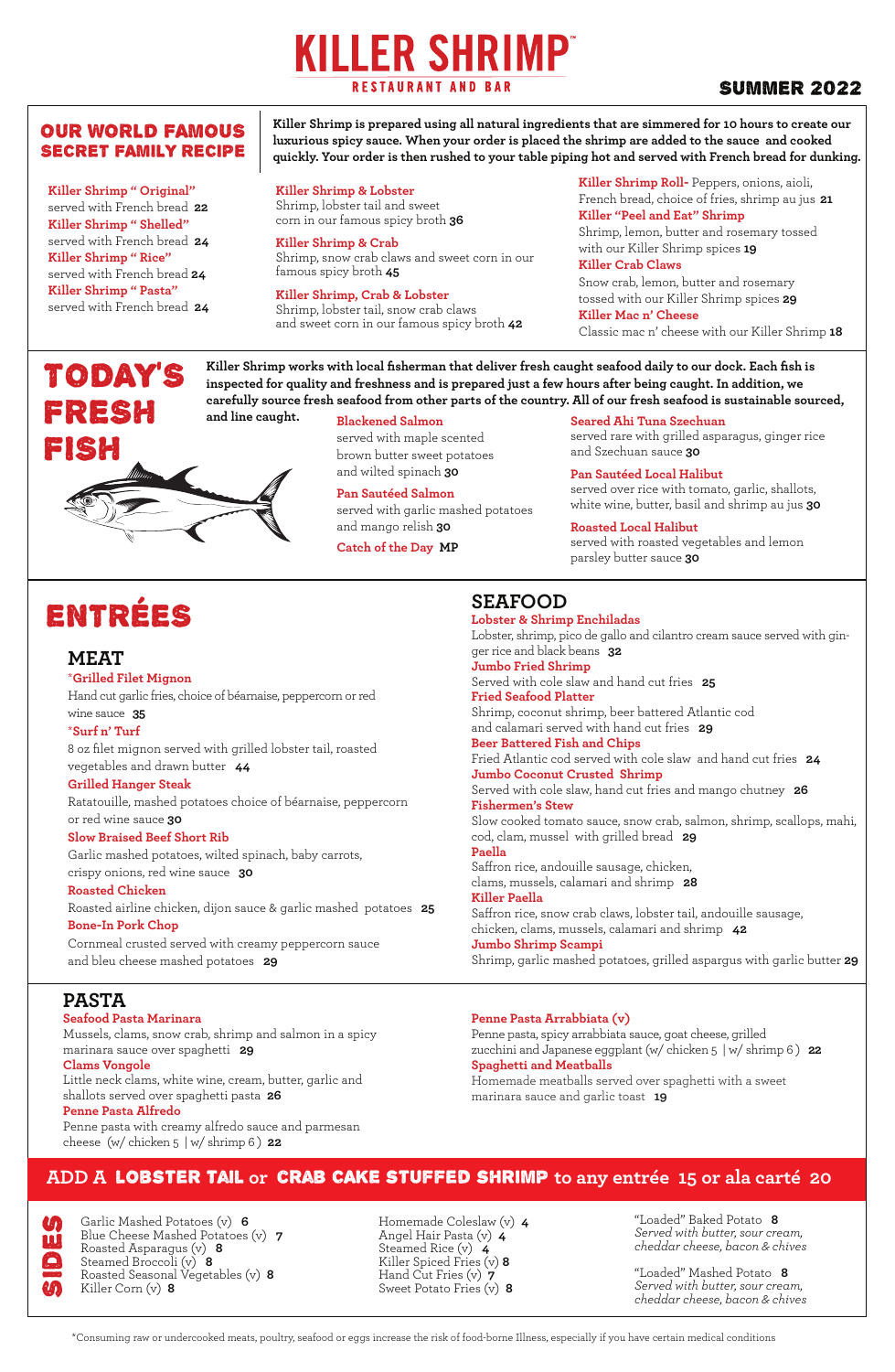# KILLER SHRIMP™
RESTAURANT AND BAR

**SUMMER 2022**

## OUR WORLD FAMOUS SECRET FAMILY RECIPE

**Killer Shrimp is prepared using all natural ingredients that are simmered for 10 hours to create our luxurious spicy sauce. When your order is placed the shrimp are added to the sauce and cooked quickly. Your order is then rushed to your table piping hot and served with French bread for dunking.**

**Killer Shrimp " Original"**
served with French bread **22**

**Killer Shrimp " Shelled"**
served with French bread **24**

**Killer Shrimp " Rice"**
served with French bread **24**

**Killer Shrimp " Pasta"**
served with French bread **24**

**Killer Shrimp & Lobster**
Shrimp, lobster tail and sweet corn in our famous spicy broth **36**

**Killer Shrimp & Crab**
Shrimp, snow crab claws and sweet corn in our famous spicy broth **45**

**Killer Shrimp, Crab & Lobster**
Shrimp, lobster tail, snow crab claws and sweet corn in our famous spicy broth **42**

**Killer Shrimp Roll-** Peppers, onions, aioli, French bread, choice of fries, shrimp au jus **21**

**Killer "Peel and Eat" Shrimp**
Shrimp, lemon, butter and rosemary tossed with our Killer Shrimp spices **19**

**Killer Crab Claws**
Snow crab, lemon, butter and rosemary tossed with our Killer Shrimp spices **29**

**Killer Mac n' Cheese**
Classic mac n' cheese with our Killer Shrimp **18**

## TODAY'S FRESH FISH

**Killer Shrimp works with local fisherman that deliver fresh caught seafood daily to our dock. Each fish is inspected for quality and freshness and is prepared just a few hours after being caught. In addition, we carefully source fresh seafood from other parts of the country. All of our fresh seafood is sustainable sourced, and line caught.**

**Blackened Salmon**
served with maple scented brown butter sweet potatoes and wilted spinach **30**

**Pan Sautéed Salmon**
served with garlic mashed potatoes and mango relish **30**

**Catch of the Day** **MP**

**Seared Ahi Tuna Szechuan**
served rare with grilled asparagus, ginger rice and Szechuan sauce **30**

**Pan Sautéed Local Halibut**
served over rice with tomato, garlic, shallots, white wine, butter, basil and shrimp au jus **30**

**Roasted Local Halibut**
served with roasted vegetables and lemon parsley butter sauce **30**

## ENTRÉES

### MEAT

**\*Grilled Filet Mignon**
Hand cut garlic fries, choice of béarnaise, peppercorn or red wine sauce **35**

**\*Surf n' Turf**
8 oz filet mignon served with grilled lobster tail, roasted vegetables and drawn butter **44**

**Grilled Hanger Steak**
Ratatouille, mashed potatoes choice of béarnaise, peppercorn or red wine sauce **30**

**Slow Braised Beef Short Rib**
Garlic mashed potatoes, wilted spinach, baby carrots, crispy onions, red wine sauce **30**

**Roasted Chicken**
Roasted airline chicken, dijon sauce & garlic mashed potatoes **25**

**Bone-In Pork Chop**
Cornmeal crusted served with creamy peppercorn sauce and bleu cheese mashed potatoes **29**

### SEAFOOD

**Lobster & Shrimp Enchiladas**
Lobster, shrimp, pico de gallo and cilantro cream sauce served with ginger rice and black beans **32**

**Jumbo Fried Shrimp**
Served with cole slaw and hand cut fries **25**

**Fried Seafood Platter**
Shrimp, coconut shrimp, beer battered Atlantic cod and calamari served with hand cut fries **29**

**Beer Battered Fish and Chips**
Fried Atlantic cod served with cole slaw and hand cut fries **24**

**Jumbo Coconut Crusted Shrimp**
Served with cole slaw, hand cut fries and mango chutney **26**

**Fishermen's Stew**
Slow cooked tomato sauce, snow crab, salmon, shrimp, scallops, mahi, cod, clam, mussel with grilled bread **29**

**Paella**
Saffron rice, andouille sausage, chicken, clams, mussels, calamari and shrimp **28**

**Killer Paella**
Saffron rice, snow crab claws, lobster tail, andouille sausage, chicken, clams, mussels, calamari and shrimp **42**

**Jumbo Shrimp Scampi**
Shrimp, garlic mashed potatoes, grilled aspargus with garlic butter **29**

### PASTA

**Seafood Pasta Marinara**
Mussels, clams, snow crab, shrimp and salmon in a spicy marinara sauce over spaghetti **29**

**Clams Vongole**
Little neck clams, white wine, cream, butter, garlic and shallots served over spaghetti pasta **26**

**Penne Pasta Alfredo**
Penne pasta with creamy alfredo sauce and parmesan cheese (w/ chicken 5 | w/ shrimp 6) **22**

**Penne Pasta Arrabbiata (v)**
Penne pasta, spicy arrabbiata sauce, goat cheese, grilled zucchini and Japanese eggplant (w/ chicken 5 | w/ shrimp 6) **22**

**Spaghetti and Meatballs**
Homemade meatballs served over spaghetti with a sweet marinara sauce and garlic toast **19**

**ADD A LOBSTER TAIL or CRAB CAKE STUFFED SHRIMP to any entrée 15 or ala carté 20**

## SIDES

- Garlic Mashed Potatoes (v) **6**
- Blue Cheese Mashed Potatoes (v) **7**
- Roasted Asparagus (v) **8**
- Steamed Broccoli (v) **8**
- Roasted Seasonal Vegetables (v) **8**
- Killer Corn (v) **8**
- Homemade Coleslaw (v) **4**
- Angel Hair Pasta (v) **4**
- Steamed Rice (v) **4**
- Killer Spiced Fries (v) **8**
- Hand Cut Fries (v) **7**
- Sweet Potato Fries (v) **8**

"Loaded" Baked Potato **8**
*Served with butter, sour cream, cheddar cheese, bacon & chives*

"Loaded" Mashed Potato **8**
*Served with butter, sour cream, cheddar cheese, bacon & chives*

\*Consuming raw or undercooked meats, poultry, seafood or eggs increase the risk of food-borne Illness, especially if you have certain medical conditions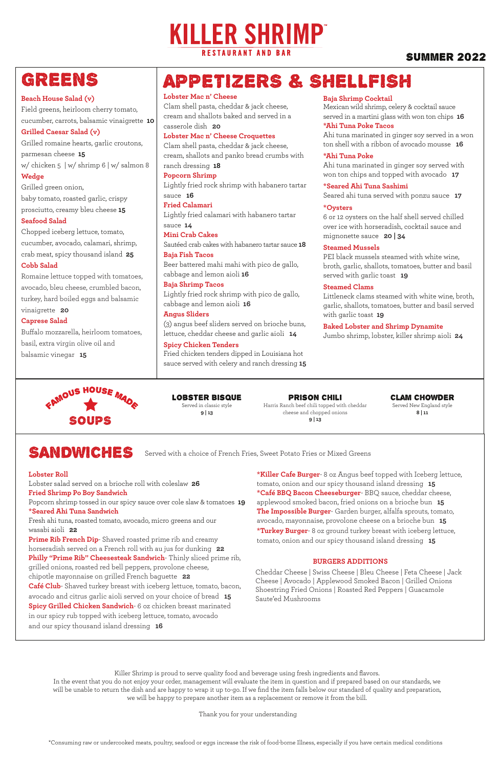# KILLER SHRIMP™

RESTAURANT AND BAR

**SUMMER 2022**

## GREENS

**Beach House Salad (v)**
Field greens, heirloom cherry tomato, cucumber, carrots, balsamic vinaigrette **10**

**Grilled Caesar Salad (v)**
Grilled romaine hearts, garlic croutons, parmesan cheese **15**
w/ chicken 5 | w/ shrimp 6 | w/ salmon 8

**Wedge**
Grilled green onion, baby tomato, roasted garlic, crispy prosciutto, creamy bleu cheese **15**

**Seafood Salad**
Chopped iceberg lettuce, tomato, cucumber, avocado, calamari, shrimp, crab meat, spicy thousand island **25**

**Cobb Salad**
Romaine lettuce topped with tomatoes, avocado, bleu cheese, crumbled bacon, turkey, hard boiled eggs and balsamic vinaigrette **20**

**Caprese Salad**
Buffalo mozzarella, heirloom tomatoes, basil, extra virgin olive oil and balsamic vinegar **15**

## APPETIZERS & SHELLFISH

**Lobster Mac n' Cheese**
Clam shell pasta, cheddar & jack cheese, cream and shallots baked and served in a casserole dish **20**

**Lobster Mac n' Cheese Croquettes**
Clam shell pasta, cheddar & jack cheese, cream, shallots and panko bread crumbs with ranch dressing **18**

**Popcorn Shrimp**
Lightly fried rock shrimp with habanero tartar sauce **16**

**Fried Calamari**
Lightly fried calamari with habanero tartar sauce **14**

**Mini Crab Cakes**
Sautéed crab cakes with habanero tartar sauce **18**

**Baja Fish Tacos**
Beer battered mahi mahi with pico de gallo, cabbage and lemon aioli **16**

**Baja Shrimp Tacos**
Lightly fried rock shrimp with pico de gallo, cabbage and lemon aioli **16**

**Angus Sliders**
(3) angus beef sliders served on brioche buns, lettuce, cheddar cheese and garlic aioli **14**

**Spicy Chicken Tenders**
Fried chicken tenders dipped in Louisiana hot sauce served with celery and ranch dressing **15**

**Baja Shrimp Cocktail**
Mexican wild shrimp, celery & cocktail sauce served in a martini glass with won ton chips **16**

**\*Ahi Tuna Poke Tacos**
Ahi tuna marinated in ginger soy served in a won ton shell with a ribbon of avocado mousse **16**

**\*Ahi Tuna Poke**
Ahi tuna marinated in ginger soy served with won ton chips and topped with avocado **17**

**\*Seared Ahi Tuna Sashimi**
Seared ahi tuna served with ponzu sauce **17**

**\*Oysters**
6 or 12 oysters on the half shell served chilled over ice with horseradish, cocktail sauce and mignonette sauce **20 | 34**

**Steamed Mussels**
PEI black mussels steamed with white wine, broth, garlic, shallots, tomatoes, butter and basil served with garlic toast **19**

**Steamed Clams**
Littleneck clams steamed with white wine, broth, garlic, shallots, tomatoes, butter and basil served with garlic toast **19**

**Baked Lobster and Shrimp Dynamite**
Jumbo shrimp, lobster, killer shrimp aioli **24**

## FAMOUS HOUSE MADE SOUPS

**LOBSTER BISQUE**
Served in classic style
**9 | 13**

**PRISON CHILI**
Harris Ranch beef chili topped with cheddar cheese and chopped onions
**9 | 13**

**CLAM CHOWDER**
Served New England style
**8 | 11**

## SANDWICHES

Served with a choice of French Fries, Sweet Potato Fries or Mixed Greens

**Lobster Roll**
Lobster salad served on a brioche roll with coleslaw **26**

**Fried Shrimp Po Boy Sandwich**
Popcorn shrimp tossed in our spicy sauce over cole slaw & tomatoes **19**

**\*Seared Ahi Tuna Sandwich**
Fresh ahi tuna, roasted tomato, avocado, micro greens and our wasabi aioli **22**

**Prime Rib French Dip**- Shaved roasted prime rib and creamy horseradish served on a French roll with au jus for dunking **22**

**Philly "Prime Rib" Cheesesteak Sandwich**- Thinly sliced prime rib, grilled onions, roasted red bell peppers, provolone cheese, chipotle mayonnaise on grilled French baguette **22**

**Café Club**- Shaved turkey breast with iceberg lettuce, tomato, bacon, avocado and citrus garlic aioli served on your choice of bread **15**

**Spicy Grilled Chicken Sandwich**- 6 oz chicken breast marinated in our spicy rub topped with iceberg lettuce, tomato, avocado and our spicy thousand island dressing **16**

**\*Killer Cafe Burger**- 8 oz Angus beef topped with Iceberg lettuce, tomato, onion and our spicy thousand island dressing **15**

**\*Café BBQ Bacon Cheeseburger**- BBQ sauce, cheddar cheese, applewood smoked bacon, fried onions on a brioche bun **15**

**The Impossible Burger**- Garden burger, alfalfa sprouts, tomato, avocado, mayonnaise, provolone cheese on a brioche bun **15**

**\*Turkey Burger**- 8 oz ground turkey breast with iceberg lettuce, tomato, onion and our spicy thousand island dressing **15**

### BURGERS ADDITIONS

Cheddar Cheese | Swiss Cheese | Bleu Cheese | Feta Cheese | Jack Cheese | Avocado | Applewood Smoked Bacon | Grilled Onions Shoestring Fried Onions | Roasted Red Peppers | Guacamole Saute'ed Mushrooms

Killer Shrimp is proud to serve quality food and beverage using fresh ingredients and flavors.
In the event that you do not enjoy your order, management will evaluate the item in question and if prepared based on our standards, we will be unable to return the dish and are happy to wrap it up to-go. If we find the item falls below our standard of quality and preparation, we will be happy to prepare another item as a replacement or remove it from the bill.

Thank you for your understanding

*Consuming raw or undercooked meats, poultry, seafood or eggs increase the risk of food-borne Illness, especially if you have certain medical conditions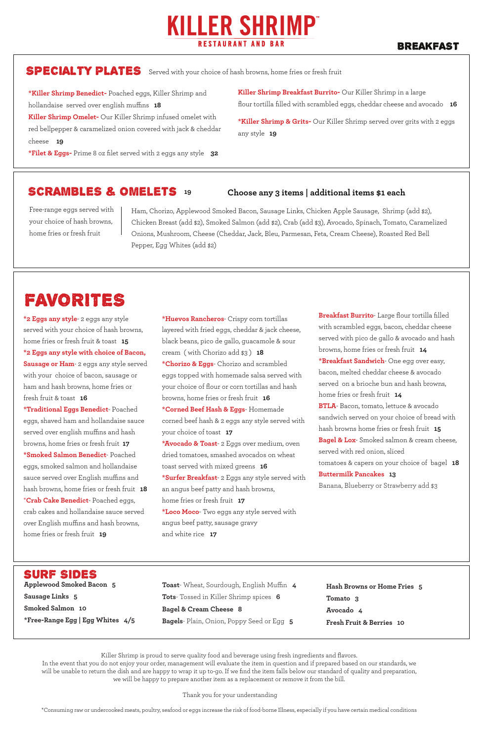# KILLER SHRIMP

RESTAURANT AND BAR

## BREAKFAST

## SPECIALTY PLATES

Served with your choice of hash browns, home fries or fresh fruit

**\*Killer Shrimp Benedict-** Poached eggs, Killer Shrimp and hollandaise served over english muffins **18**

**Killer Shrimp Omelet-** Our Killer Shrimp infused omelet with red bellpepper & caramelized onion covered with jack & cheddar cheese **19**

**\*Filet & Eggs-** Prime 8 oz filet served with 2 eggs any style **32**

**Killer Shrimp Breakfast Burrito-** Our Killer Shrimp in a large flour tortilla filled with scrambled eggs, cheddar cheese and avocado **16**

**\*Killer Shrimp & Grits-** Our Killer Shrimp served over grits with 2 eggs any style **19**

## SCRAMBLES & OMELETS 19

**Choose any 3 items | additional items $1 each**

Free-range eggs served with your choice of hash browns, home fries or fresh fruit

Ham, Chorizo, Applewood Smoked Bacon, Sausage Links, Chicken Apple Sausage, Shrimp (add $2), Chicken Breast (add $2), Smoked Salmon (add $2), Crab (add $3), Avocado, Spinach, Tomato, Caramelized Onions, Mushroom, Cheese (Cheddar, Jack, Bleu, Parmesan, Feta, Cream Cheese), Roasted Red Bell Pepper, Egg Whites (add $2)

## FAVORITES

**\*2 Eggs any style**- 2 eggs any style served with your choice of hash browns, home fries or fresh fruit & toast **15**

**\*2 Eggs any style with choice of Bacon, Sausage or Ham**- 2 eggs any style served with your choice of bacon, sausage or ham and hash browns, home fries or fresh fruit & toast **16**

**\*Traditional Eggs Benedict**- Poached eggs, shaved ham and hollandaise sauce served over english muffins and hash browns, home fries or fresh fruit **17**

**\*Smoked Salmon Benedict**- Poached eggs, smoked salmon and hollandaise sauce served over English muffins and hash browns, home fries or fresh fruit **18**

**\*Crab Cake Benedict**- Poached eggs, crab cakes and hollandaise sauce served over English muffins and hash browns, home fries or fresh fruit **19**

**\*Huevos Rancheros**- Crispy corn tortillas layered with fried eggs, cheddar & jack cheese, black beans, pico de gallo, guacamole & sour cream (with Chorizo add $3) **18**

**\*Chorizo & Eggs**- Chorizo and scrambled eggs topped with homemade salsa served with your choice of flour or corn tortillas and hash browns, home fries or fresh fruit **16**

**\*Corned Beef Hash & Eggs**- Homemade corned beef hash & 2 eggs any style served with your choice of toast **17**

**\*Avocado & Toast**- 2 Eggs over medium, oven dried tomatoes, smashed avocados on wheat toast served with mixed greens **16**

**\*Surfer Breakfast**- 2 Eggs any style served with an angus beef patty and hash browns, home fries or fresh fruit **17**

**\*Loco Moco**- Two eggs any style served with angus beef patty, sausage gravy and white rice **17**

**Breakfast Burrito**- Large flour tortilla filled with scrambled eggs, bacon, cheddar cheese served with pico de gallo & avocado and hash browns, home fries or fresh fruit **14**

**\*Breakfast Sandwich**- One egg over easy, bacon, melted cheddar cheese & avocado served on a brioche bun and hash browns, home fries or fresh fruit **14**

**BTLA**- Bacon, tomato, lettuce & avocado sandwich served on your choice of bread with hash browns home fries or fresh fruit **15**

**Bagel & Lox**- Smoked salmon & cream cheese, served with red onion, sliced tomatoes & capers on your choice of bagel **18**

**Buttermilk Pancakes** **13**
Banana, Blueberry or Strawberry add $3

## SURF SIDES

**Applewood Smoked Bacon** 5
**Sausage Links** 5
**Smoked Salmon** 10
**\*Free-Range Egg | Egg Whites** 4/5

**Toast**- Wheat, Sourdough, English Muffin 4
**Tots**- Tossed in Killer Shrimp spices 6
**Bagel & Cream Cheese** 8
**Bagels**- Plain, Onion, Poppy Seed or Egg 5

**Hash Browns or Home Fries** 5
**Tomato** 3
**Avocado** 4
**Fresh Fruit & Berries** 10

Killer Shrimp is proud to serve quality food and beverage using fresh ingredients and flavors. In the event that you do not enjoy your order, management will evaluate the item in question and if prepared based on our standards, we will be unable to return the dish and are happy to wrap it up to-go. If we find the item falls below our standard of quality and preparation, we will be happy to prepare another item as a replacement or remove it from the bill.

Thank you for your understanding

\*Consuming raw or undercooked meats, poultry, seafood or eggs increase the risk of food-borne Illness, especially if you have certain medical conditions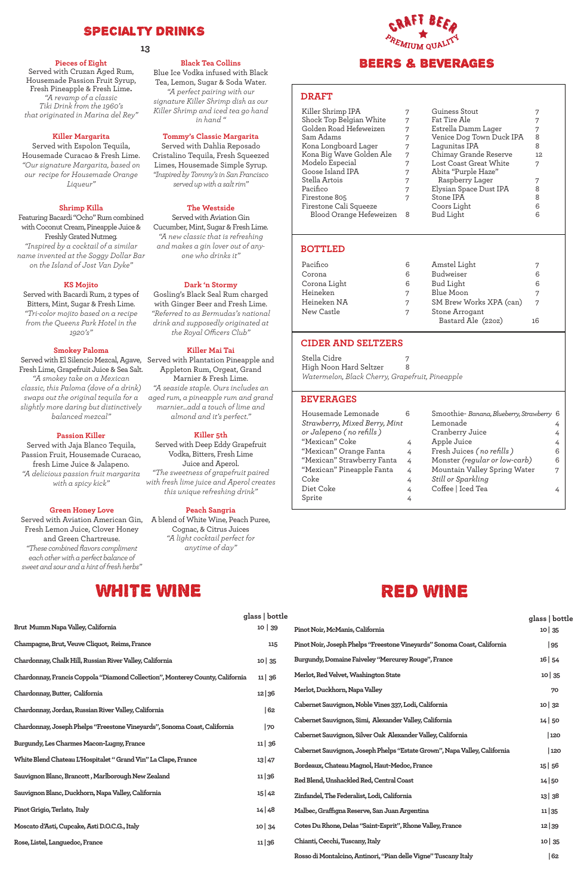## SPECIALTY DRINKS

13

### Pieces of Eight

Served with Cruzan Aged Rum, Housemade Passion Fruit Syrup, Fresh Pineapple & Fresh Lime.
*"A revamp of a classic Tiki Drink from the 1960's that originated in Marina del Rey"*

### Black Tea Collins

Blue Ice Vodka infused with Black Tea, Lemon, Sugar & Soda Water.
*"A perfect pairing with our signature Killer Shrimp dish as our Killer Shrimp and iced tea go hand in hand "*

### Killer Margarita

Served with Espolon Tequila, Housemade Curacao & Fresh Lime.
*"Our signature Margarita, based on our recipe for Housemade Orange Liqueur"*

### Tommy's Classic Margarita

Served with Dahlia Reposado Cristalino Tequila, Fresh Squeezed Limes, Housemade Simple Syrup.
*"Inspired by Tommy's in San Francisco served up with a salt rim"*

### Shrimp Killa

Featuring Bacardi "Ocho" Rum combined with Coconut Cream, Pineapple Juice & Freshly Grated Nutmeg.
*"Inspired by a cocktail of a similar name invented at the Soggy Dollar Bar on the Island of Jost Van Dyke"*

### The Westside

Served with Aviation Gin Cucumber, Mint, Sugar & Fresh Lime.
*"A new classic that is refreshing and makes a gin lover out of any-one who drinks it"*

### KS Mojito

Served with Bacardi Rum, 2 types of Bitters, Mint, Sugar & Fresh Lime.
*"Tri-color mojito based on a recipe from the Queens Park Hotel in the 1920's"*

### Dark 'n Stormy

Gosling's Black Seal Rum charged with Ginger Beer and Fresh Lime.
*"Referred to as Bermudas's national drink and supposedly originated at the Royal Officers Club"*

### Smokey Paloma

Served with El Silencio Mezcal, Agave, Fresh Lime, Grapefruit Juice & Sea Salt.
*"A smokey take on a Mexican classic, this Paloma (dove of a drink) swaps out the original tequila for a slightly more daring but distinctively balanced mezcal"*

### Killer Mai Tai

Served with Plantation Pineapple and Appleton Rum, Orgeat, Grand Marnier & Fresh Lime.
*"A seaside staple. Ours includes an aged rum, a pineapple rum and grand marnier...add a touch of lime and almond and it's perfect."*

### Passion Killer

Served with Jaja Blanco Tequila, Passion Fruit, Housemade Curacao, fresh Lime Juice & Jalapeno.
*"A delicious passion fruit margarita with a spicy kick"*

### Killer 5th

Served with Deep Eddy Grapefruit Vodka, Bitters, Fresh Lime Juice and Aperol.
*"The sweetness of grapefruit paired with fresh lime juice and Aperol creates this unique refreshing drink"*

### Green Honey Love

Served with Aviation American Gin, Fresh Lemon Juice, Clover Honey and Green Chartreuse.
*"These combined flavors compliment each other with a perfect balance of sweet and sour and a hint of fresh herbs"*

### Peach Sangria

A blend of White Wine, Peach Puree, Cognac, & Citrus Juices
*"A light cocktail perfect for anytime of day"*

## CRAFT BEER ★ PREMIUM QUALITY

## BEERS & BEVERAGES

### DRAFT

| | | | |
|---|---|---|---|
| Killer Shrimp IPA | 7 | Guiness Stout | 7 |
| Shock Top Belgian White | 7 | Fat Tire Ale | 7 |
| Golden Road Hefeweizen | 7 | Estrella Damm Lager | 7 |
| Sam Adams | 7 | Venice Dog Town Duck IPA | 8 |
| Kona Longboard Lager | 7 | Lagunitas IPA | 8 |
| Kona Big Wave Golden Ale | 7 | Chimay Grande Reserve | 12 |
| Modelo Especial | 7 | Lost Coast Great White | 7 |
| Goose Island IPA | 7 | Abita "Purple Haze" Raspberry Lager | 7 |
| Stella Artois | 7 | Elysian Space Dust IPA | 8 |
| Pacifico | 7 | Stone IPA | 8 |
| Firestone 805 | 7 | Coors Light | 6 |
| Firestone Cali Squeeze Blood Orange Hefeweizen | 8 | Bud Light | 6 |

### BOTTLED

| | | | |
|---|---|---|---|
| Pacifico | 6 | Amstel Light | 7 |
| Corona | 6 | Budweiser | 6 |
| Corona Light | 6 | Bud Light | 6 |
| Heineken | 7 | Blue Moon | 7 |
| Heineken NA | 7 | SM Brew Works XPA (can) | 7 |
| New Castle | 7 | Stone Arrogant Bastard Ale (22oz) | 16 |

### CIDER AND SELTZERS

| | |
|---|---|
| Stella Cidre | 7 |
| High Noon Hard Seltzer | 8 |

*Watermelon, Black Cherry, Grapefruit, Pineapple*

### BEVERAGES

| | | | |
|---|---|---|---|
| Housemade Lemonade *Strawberry, Mixed Berry, Mint or Jalepeno ( no refills )* | 6 | Smoothie- *Banana, Blueberry, Strawberry* | 6 |
| "Mexican" Coke | 4 | Lemonade | 4 |
| "Mexican" Orange Fanta | 4 | Cranberry Juice | 4 |
| "Mexican" Strawberry Fanta | 4 | Apple Juice | 4 |
| "Mexican" Pineapple Fanta | 4 | Fresh Juices *( no refills )* | 6 |
| Coke | 4 | Monster *(regular or low-carb)* | 6 |
| Diet Coke | 4 | Mountain Valley Spring Water *Still or Sparkling* | 7 |
| Sprite | 4 | Coffee \| Iced Tea | 4 |

## WHITE WINE

| | glass \| bottle |
|---|---|
| **Brut Mumm Napa Valley, California** | 10 \| 39 |
| **Champagne, Brut, Veuve Cliquot, Reims, France** | 115 |
| **Chardonnay, Chalk Hill, Russian River Valley, California** | 10 \| 35 |
| **Chardonnay, Francis Coppola "Diamond Collection", Monterey County, California** | 11 \| 36 |
| **Chardonnay, Butter, California** | 12 \| 36 |
| **Chardonnay, Jordan, Russian River Valley, California** | \| 62 |
| **Chardonnay, Joseph Phelps "Freestone Vineyards", Sonoma Coast, California** | \| 70 |
| **Burgundy, Les Charmes Macon-Lugny, France** | 11 \| 36 |
| **White Blend Chateau L'Hospitalet " Grand Vin" La Clape, France** | 13 \| 47 |
| **Sauvignon Blanc, Brancott , Marlborough New Zealand** | 11 \| 36 |
| **Sauvignon Blanc, Duckhorn, Napa Valley, California** | 15 \| 42 |
| **Pinot Grigio, Terlato, Italy** | 14 \| 48 |
| **Moscato d'Asti, Cupcake, Asti D.O.C.G., Italy** | 10 \| 34 |
| **Rose, Listel, Languedoc, France** | 11 \| 36 |

## RED WINE

| | glass \| bottle |
|---|---|
| **Pinot Noir, McManis, California** | 10 \| 35 |
| **Pinot Noir, Joseph Phelps "Freestone Vineyards" Sonoma Coast, California** | \| 95 |
| **Burgundy, Domaine Faiveley "Mercurey Rouge", France** | 16 \| 54 |
| **Merlot, Red Velvet, Washington State** | 10 \| 35 |
| **Merlot, Duckhorn, Napa Valley** | 70 |
| **Cabernet Sauvignon, Noble Vines 337, Lodi, California** | 10 \| 32 |
| **Cabernet Sauvignon, Simi, Alexander Valley, California** | 14 \| 50 |
| **Cabernet Sauvignon, Silver Oak Alexander Valley, California** | \| 120 |
| **Cabernet Sauvignon, Joseph Phelps "Estate Grown", Napa Valley, California** | \| 120 |
| **Bordeaux, Chateau Magnol, Haut-Medoc, France** | 15 \| 56 |
| **Red Blend, Unshackled Red, Central Coast** | 14 \| 50 |
| **Zinfandel, The Federalist, Lodi, California** | 13 \| 38 |
| **Malbec, Graffigna Reserve, San Juan Argentina** | 11 \| 35 |
| **Cotes Du Rhone, Delas "Saint-Esprit", Rhone Valley, France** | 12 \| 39 |
| **Chianti, Cecchi, Tuscany, Italy** | 10 \| 35 |
| **Rosso di Montalcino, Antinori, "Pian delle Vigne" Tuscany Italy** | \| 62 |